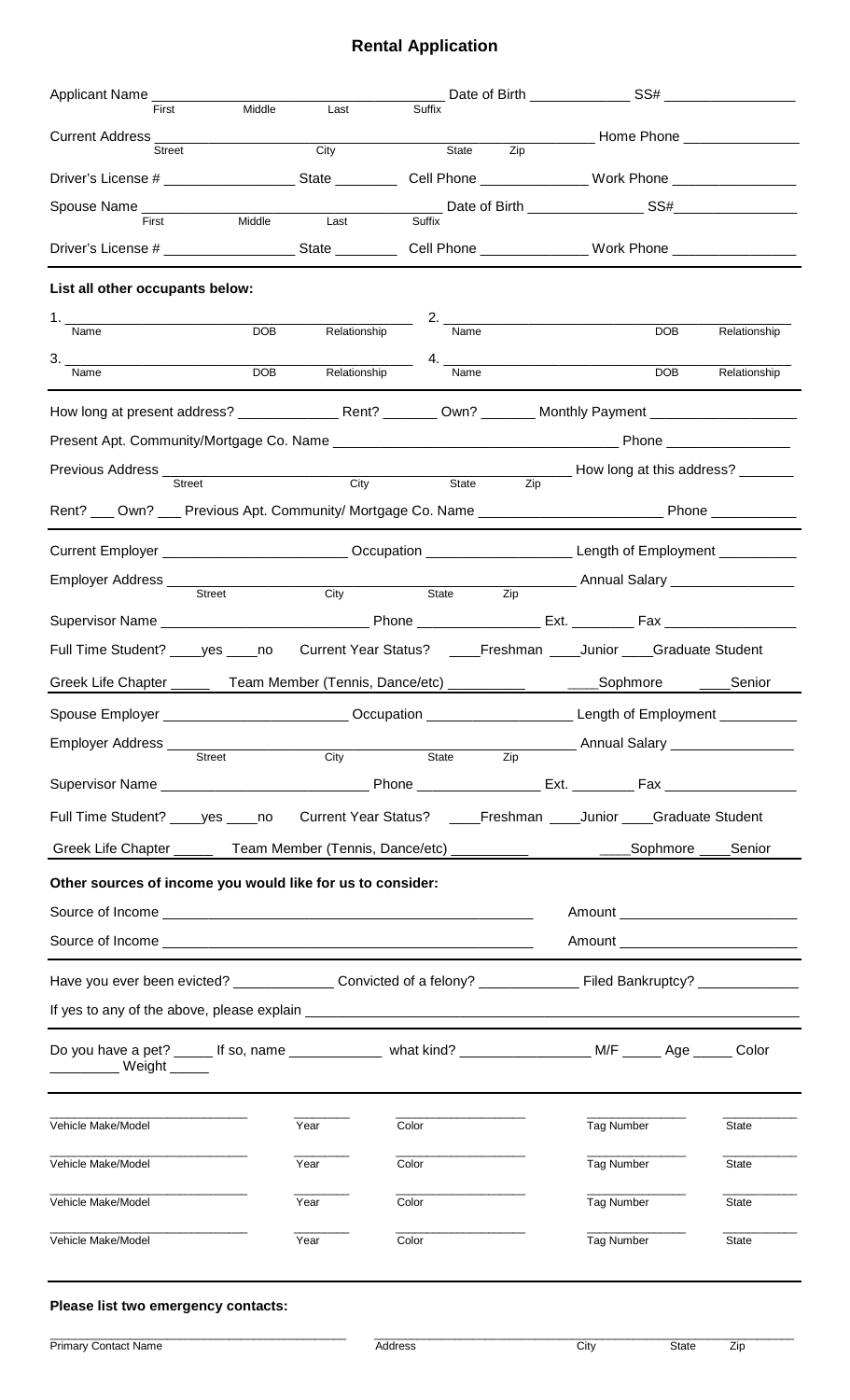# Rental Application

Applicant Name ______________________ Date of Birth ____________ SS# ______________
First Middle Last Suffix

Current Address ______________________________________ Home Phone ______________
Street City State Zip

Driver's License # ________________ State ________ Cell Phone _____________ Work Phone _______________

Spouse Name ______________________ Date of Birth ______________ SS# ______________
First Middle Last Suffix

Driver's License # ________________ State ________ Cell Phone _____________ Work Phone _______________

**List all other occupants below:**

1. ______________________________ 2. ______________________________
Name DOB Relationship Name DOB Relationship

3. ______________________________ 4. ______________________________
Name DOB Relationship Name DOB Relationship

How long at present address? _____________ Rent? _______ Own? _______ Monthly Payment __________________

Present Apt. Community/Mortgage Co. Name _________________________________ Phone _______________

Previous Address ______________________________________ How long at this address? _______
Street City State Zip

Rent? ___ Own? ___ Previous Apt. Community/ Mortgage Co. Name ______________________ Phone ___________

Current Employer _______________________ Occupation __________________ Length of Employment __________

Employer Address ______________________________________ Annual Salary ________________
Street City State Zip

Supervisor Name _________________________ Phone ________________ Ext. ________ Fax _________________

Full Time Student? ____yes ____no Current Year Status? ____Freshman ____Junior ____Graduate Student

Greek Life Chapter _____ Team Member (Tennis, Dance/etc) _________ ____Sophmore ____Senior

Spouse Employer _______________________ Occupation __________________ Length of Employment __________

Employer Address ______________________________________ Annual Salary ________________
Street City State Zip

Supervisor Name _________________________ Phone ________________ Ext. ________ Fax _________________

Full Time Student? ____yes ____no Current Year Status? ____Freshman ____Junior ____Graduate Student

Greek Life Chapter _____ Team Member (Tennis, Dance/etc) _________ ____Sophmore ____Senior

**Other sources of income you would like for us to consider:**

Source of Income ______________________________________ Amount ______________________

Source of Income ______________________________________ Amount ______________________

Have you ever been evicted? _____________ Convicted of a felony? _____________ Filed Bankruptcy? _____________

If yes to any of the above, please explain ________________________________________________________

Do you have a pet? _____ If so, name ___________ what kind? ________________ M/F _____ Age _____ Color _________ Weight _____

| Vehicle Make/Model | Year | Color | Tag Number | State |
|---|---|---|---|---|
| | | | | |
| | | | | |
| | | | | |
| | | | | |

**Please list two emergency contacts:**

______________________________ ______________________________
Primary Contact Name Address City State Zip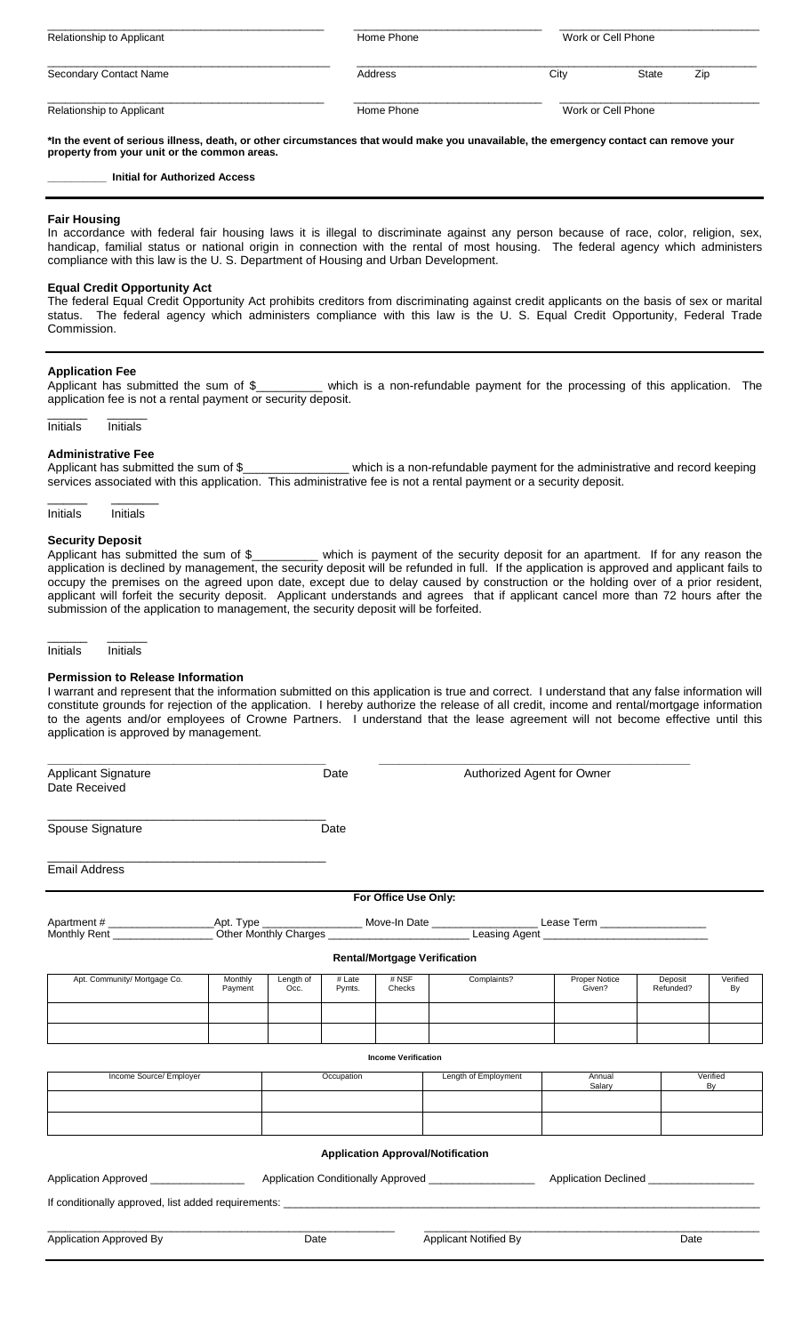_______________________________ _______________ _______________

Relationship to Applicant | Home Phone | Work or Cell Phone

_______________________________ _______________ _______________

Secondary Contact Name | Address | City State Zip

_______________________________ _______________ _______________

Relationship to Applicant | Home Phone | Work or Cell Phone

**\*In the event of serious illness, death, or other circumstances that would make you unavailable, the emergency contact can remove your property from your unit or the common areas.**

**_________ Initial for Authorized Access**

### Fair Housing

In accordance with federal fair housing laws it is illegal to discriminate against any person because of race, color, religion, sex, handicap, familial status or national origin in connection with the rental of most housing. The federal agency which administers compliance with this law is the U. S. Department of Housing and Urban Development.

### Equal Credit Opportunity Act

The federal Equal Credit Opportunity Act prohibits creditors from discriminating against credit applicants on the basis of sex or marital status. The federal agency which administers compliance with this law is the U. S. Equal Credit Opportunity, Federal Trade Commission.

### Application Fee

Applicant has submitted the sum of $_________ which is a non-refundable payment for the processing of this application. The application fee is not a rental payment or security deposit.

______ ______
Initials Initials

### Administrative Fee

Applicant has submitted the sum of $_______________ which is a non-refundable payment for the administrative and record keeping services associated with this application. This administrative fee is not a rental payment or a security deposit.

______ ______
Initials Initials

### Security Deposit

Applicant has submitted the sum of $_________ which is payment of the security deposit for an apartment. If for any reason the application is declined by management, the security deposit will be refunded in full. If the application is approved and applicant fails to occupy the premises on the agreed upon date, except due to delay caused by construction or the holding over of a prior resident, applicant will forfeit the security deposit. Applicant understands and agrees that if applicant cancel more than 72 hours after the submission of the application to management, the security deposit will be forfeited.

______ ______
Initials Initials

### Permission to Release Information

I warrant and represent that the information submitted on this application is true and correct. I understand that any false information will constitute grounds for rejection of the application. I hereby authorize the release of all credit, income and rental/mortgage information to the agents and/or employees of Crowne Partners. I understand that the lease agreement will not become effective until this application is approved by management.

_______________________________ _______________________________

Applicant Signature Date | Authorized Agent for Owner

Date Received

_______________________________

Spouse Signature Date

_______________________________

Email Address

**For Office Use Only:**

Apartment # _________________ Apt. Type ________________ Move-In Date _________________ Lease Term _________________

Monthly Rent ________________ Other Monthly Charges _______________________ Leasing Agent ___________________________

**Rental/Mortgage Verification**

| Apt. Community/ Mortgage Co. | Monthly Payment | Length of Occ. | # Late Pymts. | # NSF Checks | Complaints? | Proper Notice Given? | Deposit Refunded? | Verified By |
|---|---|---|---|---|---|---|---|---|
| | | | | | | | | |
| | | | | | | | | |

**Income Verification**

| Income Source/ Employer | Occupation | Length of Employment | Annual Salary | Verified By |
|---|---|---|---|---|
| | | | | |
| | | | | |

**Application Approval/Notification**

Application Approved _______________ Application Conditionally Approved _________________ Application Declined _________________

If conditionally approved, list added requirements: ___________________________________________________________________________

_______________________________ _______________________________

Application Approved By Date | Applicant Notified By Date